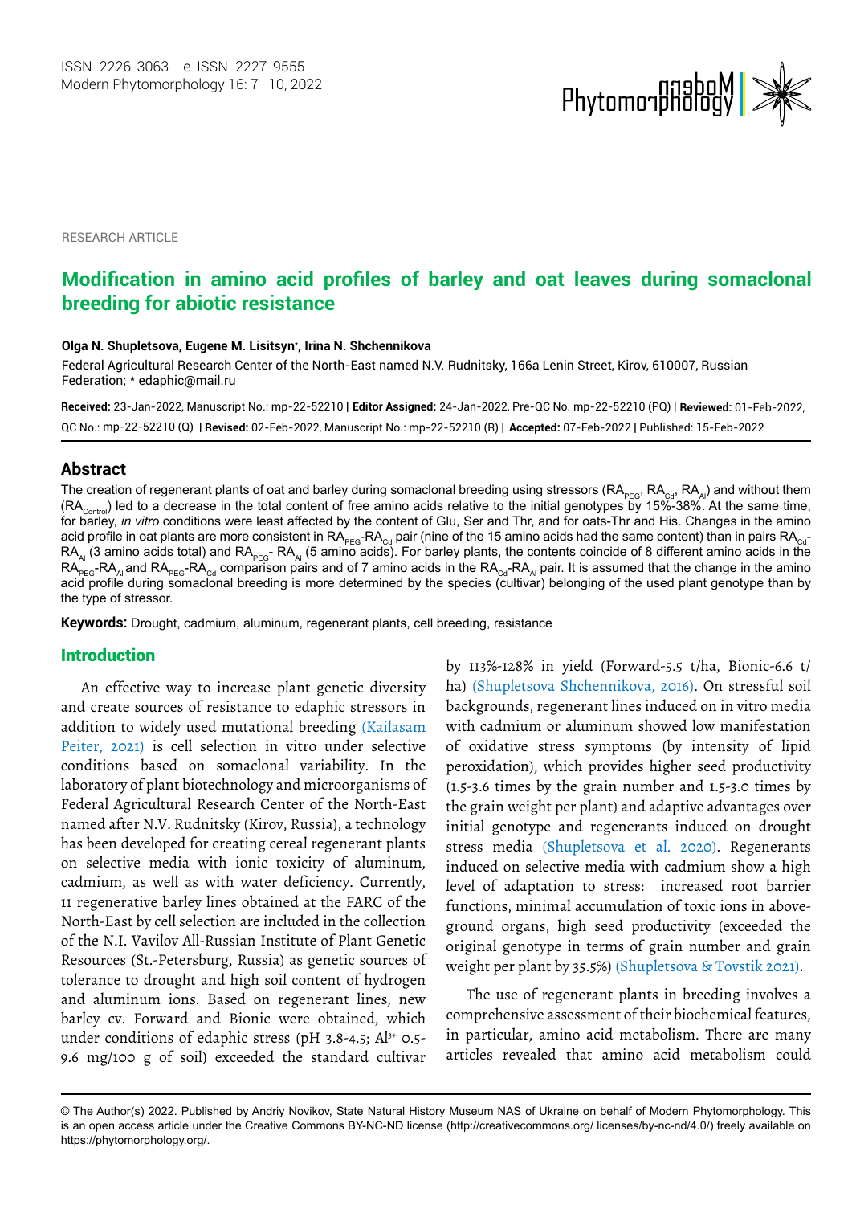RESEARCH ARTICLE

# Modification in amino acid profiles of barley and oat leaves during somaclonal breeding for abiotic resistance

**Olga N. Shupletsova, Eugene M. Lisitsyn*, Irina N. Shchennikova**

Federal Agricultural Research Center of the North-East named N.V. Rudnitsky, 166a Lenin Street, Kirov, 610007, Russian Federation; * edaphic@mail.ru

**Received:** 23-Jan-2022, Manuscript No.: mp-22-52210 | **Editor Assigned:** 24-Jan-2022, Pre-QC No. mp-22-52210 (PQ) | **Reviewed:** 01-Feb-2022, QC No.: mp-22-52210 (Q) | **Revised:** 02-Feb-2022, Manuscript No.: mp-22-52210 (R) | **Accepted:** 07-Feb-2022 | Published: 15-Feb-2022

## Abstract

The creation of regenerant plants of oat and barley during somaclonal breeding using stressors ($RA_{PEG}$, $RA_{Cd}$, $RA_{Al}$) and without them ($RA_{Control}$) led to a decrease in the total content of free amino acids relative to the initial genotypes by 15%-38%. At the same time, for barley, *in vitro* conditions were least affected by the content of Glu, Ser and Thr, and for oats-Thr and His. Changes in the amino acid profile in oat plants are more consistent in $RA_{PEG}$-$RA_{Cd}$ pair (nine of the 15 amino acids had the same content) than in pairs $RA_{Cd}$-$RA_{Al}$ (3 amino acids total) and $RA_{PEG}$- $RA_{Al}$ (5 amino acids). For barley plants, the contents coincide of 8 different amino acids in the $RA_{PEG}$-$RA_{Al}$ and $RA_{PEG}$-$RA_{Cd}$ comparison pairs and of 7 amino acids in the $RA_{Cd}$-$RA_{Al}$ pair. It is assumed that the change in the amino acid profile during somaclonal breeding is more determined by the species (cultivar) belonging of the used plant genotype than by the type of stressor.

**Keywords:** Drought, cadmium, aluminum, regenerant plants, cell breeding, resistance

## Introduction

An effective way to increase plant genetic diversity and create sources of resistance to edaphic stressors in addition to widely used mutational breeding (Kailasam Peiter, 2021) is cell selection in vitro under selective conditions based on somaclonal variability. In the laboratory of plant biotechnology and microorganisms of Federal Agricultural Research Center of the North-East named after N.V. Rudnitsky (Kirov, Russia), a technology has been developed for creating cereal regenerant plants on selective media with ionic toxicity of aluminum, cadmium, as well as with water deficiency. Currently, 11 regenerative barley lines obtained at the FARC of the North-East by cell selection are included in the collection of the N.I. Vavilov All-Russian Institute of Plant Genetic Resources (St.-Petersburg, Russia) as genetic sources of tolerance to drought and high soil content of hydrogen and aluminum ions. Based on regenerant lines, new barley cv. Forward and Bionic were obtained, which under conditions of edaphic stress (pH 3.8-4.5; $Al^{3+}$ 0.5-9.6 mg/100 g of soil) exceeded the standard cultivar by 113%-128% in yield (Forward-5.5 t/ha, Bionic-6.6 t/ha) (Shupletsova Shchennikova, 2016). On stressful soil backgrounds, regenerant lines induced on in vitro media with cadmium or aluminum showed low manifestation of oxidative stress symptoms (by intensity of lipid peroxidation), which provides higher seed productivity (1.5-3.6 times by the grain number and 1.5-3.0 times by the grain weight per plant) and adaptive advantages over initial genotype and regenerants induced on drought stress media (Shupletsova et al. 2020). Regenerants induced on selective media with cadmium show a high level of adaptation to stress: increased root barrier functions, minimal accumulation of toxic ions in above-ground organs, high seed productivity (exceeded the original genotype in terms of grain number and grain weight per plant by 35.5%) (Shupletsova & Tovstik 2021).

The use of regenerant plants in breeding involves a comprehensive assessment of their biochemical features, in particular, amino acid metabolism. There are many articles revealed that amino acid metabolism could

© The Author(s) 2022. Published by Andriy Novikov, State Natural History Museum NAS of Ukraine on behalf of Modern Phytomorphology. This is an open access article under the Creative Commons BY-NC-ND license (http://creativecommons.org/ licenses/by-nc-nd/4.0/) freely available on https://phytomorphology.org/.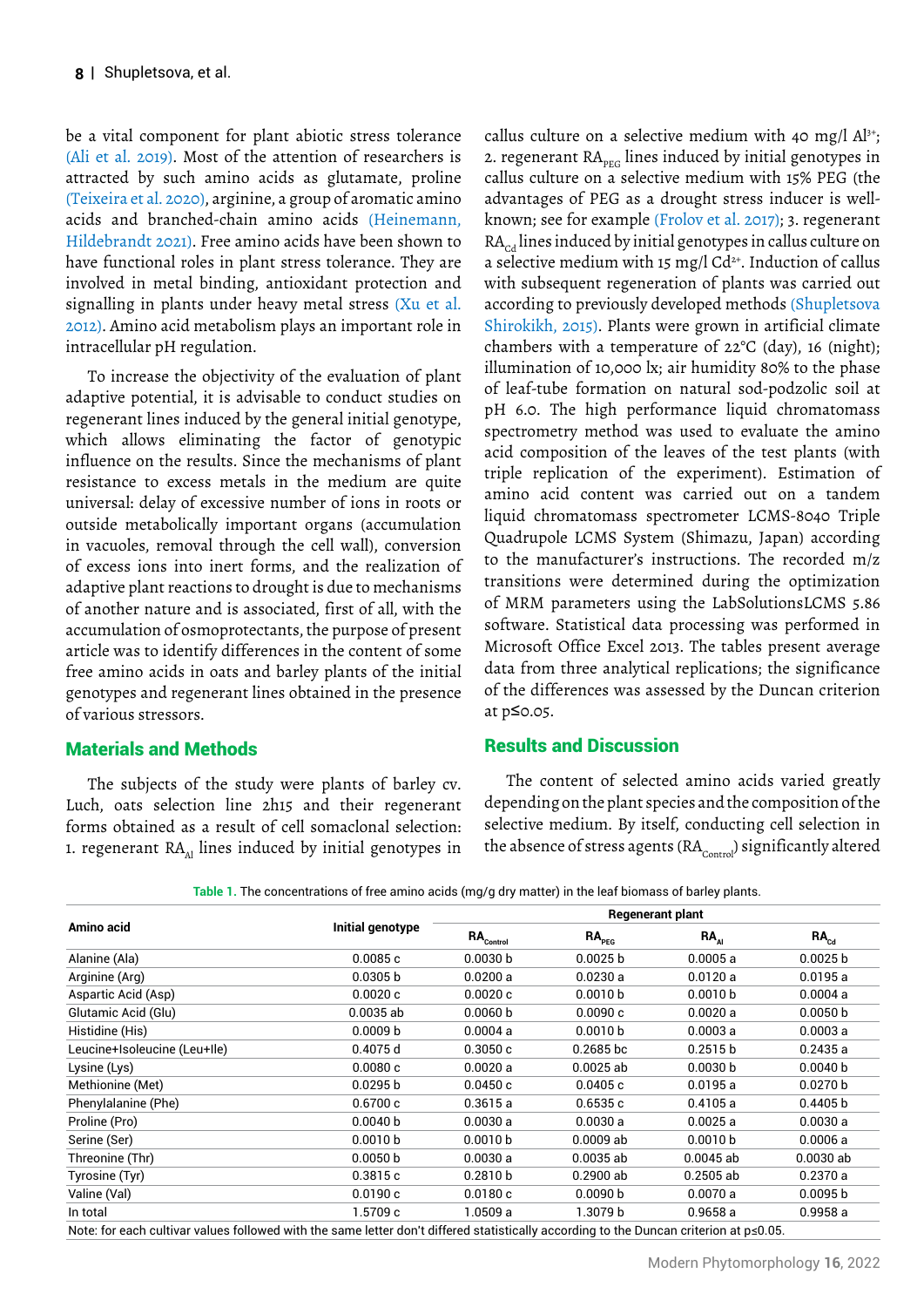be a vital component for plant abiotic stress tolerance (Ali et al. 2019). Most of the attention of researchers is attracted by such amino acids as glutamate, proline (Teixeira et al. 2020), arginine, a group of aromatic amino acids and branched-chain amino acids (Heinemann, Hildebrandt 2021). Free amino acids have been shown to have functional roles in plant stress tolerance. They are involved in metal binding, antioxidant protection and signalling in plants under heavy metal stress (Xu et al. 2012). Amino acid metabolism plays an important role in intracellular pH regulation.

To increase the objectivity of the evaluation of plant adaptive potential, it is advisable to conduct studies on regenerant lines induced by the general initial genotype, which allows eliminating the factor of genotypic influence on the results. Since the mechanisms of plant resistance to excess metals in the medium are quite universal: delay of excessive number of ions in roots or outside metabolically important organs (accumulation in vacuoles, removal through the cell wall), conversion of excess ions into inert forms, and the realization of adaptive plant reactions to drought is due to mechanisms of another nature and is associated, first of all, with the accumulation of osmoprotectants, the purpose of present article was to identify differences in the content of some free amino acids in oats and barley plants of the initial genotypes and regenerant lines obtained in the presence of various stressors.

## Materials and Methods

The subjects of the study were plants of barley cv. Luch, oats selection line 2h15 and their regenerant forms obtained as a result of cell somaclonal selection: 1. regenerant $RA_{Al}$ lines induced by initial genotypes in callus culture on a selective medium with 40 mg/l $Al^{3+}$; 2. regenerant $RA_{PEG}$ lines induced by initial genotypes in callus culture on a selective medium with 15% PEG (the advantages of PEG as a drought stress inducer is well-known; see for example (Frolov et al. 2017); 3. regenerant $RA_{Cd}$ lines induced by initial genotypes in callus culture on a selective medium with 15 mg/l $Cd^{2+}$. Induction of callus with subsequent regeneration of plants was carried out according to previously developed methods (Shupletsova Shirokikh, 2015). Plants were grown in artificial climate chambers with a temperature of 22°C (day), 16 (night); illumination of 10,000 lx; air humidity 80% to the phase of leaf-tube formation on natural sod-podzolic soil at pH 6.0. The high performance liquid chromatomass spectrometry method was used to evaluate the amino acid composition of the leaves of the test plants (with triple replication of the experiment). Estimation of amino acid content was carried out on a tandem liquid chromatomass spectrometer LCMS-8040 Triple Quadrupole LCMS System (Shimazu, Japan) according to the manufacturer's instructions. The recorded m/z transitions were determined during the optimization of MRM parameters using the LabSolutionsLCMS 5.86 software. Statistical data processing was performed in Microsoft Office Excel 2013. The tables present average data from three analytical replications; the significance of the differences was assessed by the Duncan criterion at $p \leq 0.05$.

## Results and Discussion

The content of selected amino acids varied greatly depending on the plant species and the composition of the selective medium. By itself, conducting cell selection in the absence of stress agents ($RA_{Control}$) significantly altered

**Table 1.** The concentrations of free amino acids (mg/g dry matter) in the leaf biomass of barley plants.

| Amino acid | Initial genotype | Regenerant plant | | | |
|---|---|---|---|---|---|
| | | $RA_{Control}$ | $RA_{PEG}$ | $RA_{Al}$ | $RA_{Cd}$ |
| Alanine (Ala) | 0.0085 c | 0.0030 b | 0.0025 b | 0.0005 a | 0.0025 b |
| Arginine (Arg) | 0.0305 b | 0.0200 a | 0.0230 a | 0.0120 a | 0.0195 a |
| Aspartic Acid (Asp) | 0.0020 c | 0.0020 c | 0.0010 b | 0.0010 b | 0.0004 a |
| Glutamic Acid (Glu) | 0.0035 ab | 0.0060 b | 0.0090 c | 0.0020 a | 0.0050 b |
| Histidine (His) | 0.0009 b | 0.0004 a | 0.0010 b | 0.0003 a | 0.0003 a |
| Leucine+Isoleucine (Leu+Ile) | 0.4075 d | 0.3050 c | 0.2685 bc | 0.2515 b | 0.2435 a |
| Lysine (Lys) | 0.0080 c | 0.0020 a | 0.0025 ab | 0.0030 b | 0.0040 b |
| Methionine (Met) | 0.0295 b | 0.0450 c | 0.0405 c | 0.0195 a | 0.0270 b |
| Phenylalanine (Phe) | 0.6700 c | 0.3615 a | 0.6535 c | 0.4105 a | 0.4405 b |
| Proline (Pro) | 0.0040 b | 0.0030 a | 0.0030 a | 0.0025 a | 0.0030 a |
| Serine (Ser) | 0.0010 b | 0.0010 b | 0.0009 ab | 0.0010 b | 0.0006 a |
| Threonine (Thr) | 0.0050 b | 0.0030 a | 0.0035 ab | 0.0045 ab | 0.0030 ab |
| Tyrosine (Tyr) | 0.3815 c | 0.2810 b | 0.2900 ab | 0.2505 ab | 0.2370 a |
| Valine (Val) | 0.0190 c | 0.0180 c | 0.0090 b | 0.0070 a | 0.0095 b |
| In total | 1.5709 c | 1.0509 a | 1.3079 b | 0.9658 a | 0.9958 a |

Note: for each cultivar values followed with the same letter don't differed statistically according to the Duncan criterion at $p \leq 0.05$.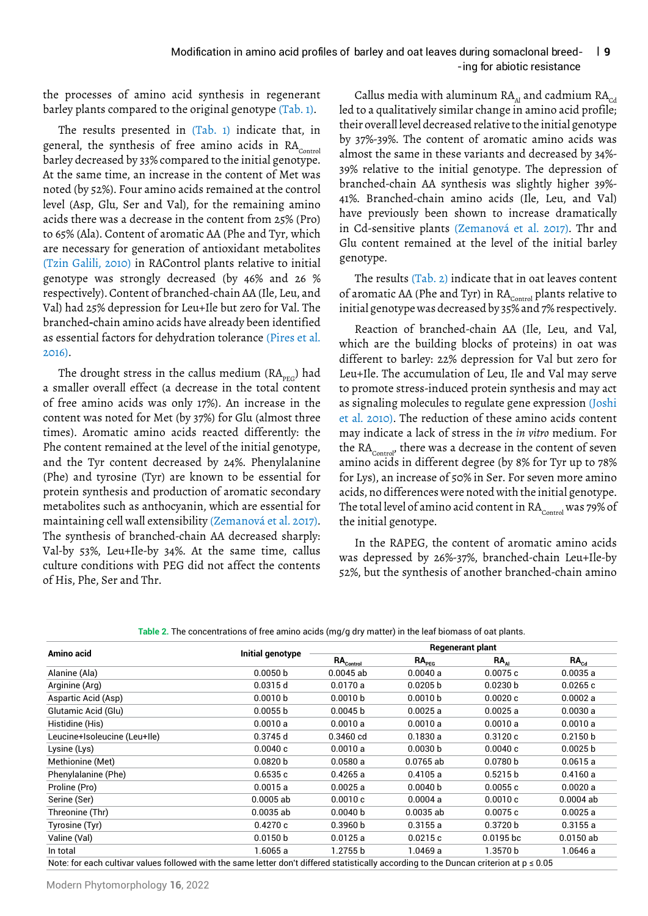the processes of amino acid synthesis in regenerant barley plants compared to the original genotype (Tab. 1).

The results presented in (Tab. 1) indicate that, in general, the synthesis of free amino acids in $RA_{Control}$ barley decreased by 33% compared to the initial genotype. At the same time, an increase in the content of Met was noted (by 52%). Four amino acids remained at the control level (Asp, Glu, Ser and Val), for the remaining amino acids there was a decrease in the content from 25% (Pro) to 65% (Ala). Content of aromatic AA (Phe and Tyr, which are necessary for generation of antioxidant metabolites (Tzin Galili, 2010) in RAControl plants relative to initial genotype was strongly decreased (by 46% and 26 % respectively). Content of branched-chain AA (Ile, Leu, and Val) had 25% depression for Leu+Ile but zero for Val. The branched-chain amino acids have already been identified as essential factors for dehydration tolerance (Pires et al. 2016).

The drought stress in the callus medium ($RA_{PEG}$) had a smaller overall effect (a decrease in the total content of free amino acids was only 17%). An increase in the content was noted for Met (by 37%) for Glu (almost three times). Aromatic amino acids reacted differently: the Phe content remained at the level of the initial genotype, and the Tyr content decreased by 24%. Phenylalanine (Phe) and tyrosine (Tyr) are known to be essential for protein synthesis and production of aromatic secondary metabolites such as anthocyanin, which are essential for maintaining cell wall extensibility (Zemanová et al. 2017). The synthesis of branched-chain AA decreased sharply: Val-by 53%, Leu+Ile-by 34%. At the same time, callus culture conditions with PEG did not affect the contents of His, Phe, Ser and Thr.

Callus media with aluminum $RA_{Al}$ and cadmium $RA_{Cd}$ led to a qualitatively similar change in amino acid profile; their overall level decreased relative to the initial genotype by 37%-39%. The content of aromatic amino acids was almost the same in these variants and decreased by 34%-39% relative to the initial genotype. The depression of branched-chain AA synthesis was slightly higher 39%-41%. Branched-chain amino acids (Ile, Leu, and Val) have previously been shown to increase dramatically in Cd-sensitive plants (Zemanová et al. 2017). Thr and Glu content remained at the level of the initial barley genotype.

The results (Tab. 2) indicate that in oat leaves content of aromatic AA (Phe and Tyr) in $RA_{Control}$ plants relative to initial genotype was decreased by 35% and 7% respectively.

Reaction of branched-chain AA (Ile, Leu, and Val, which are the building blocks of proteins) in oat was different to barley: 22% depression for Val but zero for Leu+Ile. The accumulation of Leu, Ile and Val may serve to promote stress-induced protein synthesis and may act as signaling molecules to regulate gene expression (Joshi et al. 2010). The reduction of these amino acids content may indicate a lack of stress in the *in vitro* medium. For the $RA_{Control}$, there was a decrease in the content of seven amino acids in different degree (by 8% for Tyr up to 78% for Lys), an increase of 50% in Ser. For seven more amino acids, no differences were noted with the initial genotype. The total level of amino acid content in $RA_{Control}$ was 79% of the initial genotype.

In the RAPEG, the content of aromatic amino acids was depressed by 26%-37%, branched-chain Leu+Ile-by 52%, but the synthesis of another branched-chain amino

**Table 2.** The concentrations of free amino acids (mg/g dry matter) in the leaf biomass of oat plants.

| Amino acid | Initial genotype | Regenerant plant | | | |
|---|---|---|---|---|---|
| | | $RA_{Control}$ | $RA_{PEG}$ | $RA_{Al}$ | $RA_{Cd}$ |
| Alanine (Ala) | 0.0050 b | 0.0045 ab | 0.0040 a | 0.0075 c | 0.0035 a |
| Arginine (Arg) | 0.0315 d | 0.0170 a | 0.0205 b | 0.0230 b | 0.0265 c |
| Aspartic Acid (Asp) | 0.0010 b | 0.0010 b | 0.0010 b | 0.0020 c | 0.0002 a |
| Glutamic Acid (Glu) | 0.0055 b | 0.0045 b | 0.0025 a | 0.0025 a | 0.0030 a |
| Histidine (His) | 0.0010 a | 0.0010 a | 0.0010 a | 0.0010 a | 0.0010 a |
| Leucine+Isoleucine (Leu+Ile) | 0.3745 d | 0.3460 cd | 0.1830 a | 0.3120 c | 0.2150 b |
| Lysine (Lys) | 0.0040 c | 0.0010 a | 0.0030 b | 0.0040 c | 0.0025 b |
| Methionine (Met) | 0.0820 b | 0.0580 a | 0.0765 ab | 0.0780 b | 0.0615 a |
| Phenylalanine (Phe) | 0.6535 c | 0.4265 a | 0.4105 a | 0.5215 b | 0.4160 a |
| Proline (Pro) | 0.0015 a | 0.0025 a | 0.0040 b | 0.0055 c | 0.0020 a |
| Serine (Ser) | 0.0005 ab | 0.0010 c | 0.0004 a | 0.0010 c | 0.0004 ab |
| Threonine (Thr) | 0.0035 ab | 0.0040 b | 0.0035 ab | 0.0075 c | 0.0025 a |
| Tyrosine (Tyr) | 0.4270 c | 0.3960 b | 0.3155 a | 0.3720 b | 0.3155 a |
| Valine (Val) | 0.0150 b | 0.0125 a | 0.0215 c | 0.0195 bc | 0.0150 ab |
| In total | 1.6065 a | 1.2755 b | 1.0469 a | 1.3570 b | 1.0646 a |

Note: for each cultivar values followed with the same letter don't differed statistically according to the Duncan criterion at $p \leq 0.05$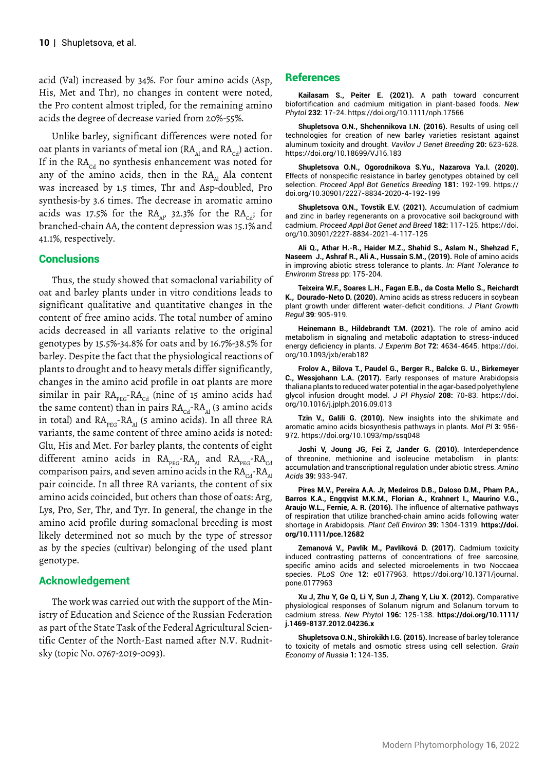acid (Val) increased by 34%. For four amino acids (Asp, His, Met and Thr), no changes in content were noted, the Pro content almost tripled, for the remaining amino acids the degree of decrease varied from 20%-55%.

Unlike barley, significant differences were noted for oat plants in variants of metal ion ($RA_{Al}$ and $RA_{Cd}$) action. If in the $RA_{Cd}$ no synthesis enhancement was noted for any of the amino acids, then in the $RA_{Al}$ Ala content was increased by 1.5 times, Thr and Asp-doubled, Pro synthesis-by 3.6 times. The decrease in aromatic amino acids was 17.5% for the $RA_{Al}$, 32.3% for the $RA_{Cd}$; for branched-chain AA, the content depression was 15.1% and 41.1%, respectively.

## Conclusions

Thus, the study showed that somaclonal variability of oat and barley plants under in vitro conditions leads to significant qualitative and quantitative changes in the content of free amino acids. The total number of amino acids decreased in all variants relative to the original genotypes by 15.5%-34.8% for oats and by 16.7%-38.5% for barley. Despite the fact that the physiological reactions of plants to drought and to heavy metals differ significantly, changes in the amino acid profile in oat plants are more similar in pair $RA_{PEG}$-$RA_{Cd}$ (nine of 15 amino acids had the same content) than in pairs $RA_{Cd}$-$RA_{Al}$ (3 amino acids in total) and $RA_{PEG}$-$RA_{Al}$ (5 amino acids). In all three RA variants, the same content of three amino acids is noted: Glu, His and Met. For barley plants, the contents of eight different amino acids in $RA_{PEG}$-$RA_{Al}$ and $RA_{PEG}$-$RA_{Cd}$ comparison pairs, and seven amino acids in the $RA_{Cd}$-$RA_{Al}$ pair coincide. In all three RA variants, the content of six amino acids coincided, but others than those of oats: Arg, Lys, Pro, Ser, Thr, and Tyr. In general, the change in the amino acid profile during somaclonal breeding is most likely determined not so much by the type of stressor as by the species (cultivar) belonging of the used plant genotype.

## Acknowledgement

The work was carried out with the support of the Ministry of Education and Science of the Russian Federation as part of the State Task of the Federal Agricultural Scientific Center of the North-East named after N.V. Rudnitsky (topic No. 0767-2019-0093).

## References

**Kailasam S., Peiter E. (2021).** A path toward concurrent biofortification and cadmium mitigation in plant-based foods. *New Phytol* **232**: 17-24. https://doi.org/10.1111/nph.17566

**Shupletsova O.N., Shchennikova I.N. (2016).** Results of using cell technologies for creation of new barley varieties resistant against aluminum toxicity and drought. *Vavilov J Genet Breeding* **20:** 623-628. https://doi.org/10.18699/VJ16.183

**Shupletsova O.N., Ogorodnikova S.Yu., Nazarova Ya.I. (2020).** Effects of nonspecific resistance in barley genotypes obtained by cell selection. *Proceed Appl Bot Genetics Breeding* **181:** 192-199. https://doi.org/10.30901/2227-8834-2020-4-192-199

**Shupletsova O.N., Tovstik E.V. (2021).** Accumulation of cadmium and zinc in barley regenerants on a provocative soil background with cadmium. *Proceed Appl Bot Genet and Breed* **182:** 117-125. https://doi.org/10.30901/2227-8834-2021-4-117-125

**Ali Q., Athar H.-R., Haider M.Z., Shahid S., Aslam N., Shehzad F., Naseem J., Ashraf R., Ali A., Hussain S.M., (2019).** Role of amino acids in improving abiotic stress tolerance to plants. *In: Plant Tolerance to Environm Stress* pp: 175-204.

**Teixeira W.F., Soares L.H., Fagan E.B., da Costa Mello S., Reichardt K., Dourado-Neto D. (2020).** Amino acids as stress reducers in soybean plant growth under different water-deficit conditions. *J Plant Growth Regul* **39**: 905-919.

**Heinemann B., Hildebrandt T.M. (2021).** The role of amino acid metabolism in signaling and metabolic adaptation to stress-induced energy deficiency in plants. *J Experim Bot* **72:** 4634-4645. https://doi.org/10.1093/jxb/erab182

**Frolov A., Bilova T., Paudel G., Berger R., Balcke G. U., Birkemeyer C., Wessjohann L.A. (2017).** Early responses of mature Arabidopsis thaliana plants to reduced water potential in the agar-based polyethylene glycol infusion drought model. *J Pl Physiol* **208:** 70-83. https://doi.org/10.1016/j.jplph.2016.09.013

**Tzin V., Galili G. (2010).** New insights into the shikimate and aromatic amino acids biosynthesis pathways in plants. *Mol Pl* **3:** 956-972. https://doi.org/10.1093/mp/ssq048

**Joshi V, Joung JG, Fei Z, Jander G. (2010).** Interdependence of threonine, methionine and isoleucine metabolism in plants: accumulation and transcriptional regulation under abiotic stress. *Amino Acids* **39:** 933-947.

**Pires M.V., Pereira A.A. Jr, Medeiros D.B., Daloso D.M., Pham P.A., Barros K.A., Engqvist M.K.M., Florian A., Krahnert I., Maurino V.G., Araujo W.L., Fernie, A. R. (2016).** The influence of alternative pathways of respiration that utilize branched-chain amino acids following water shortage in Arabidopsis. *Plant Cell Environ* **39:** 1304-1319. **https://doi.org/10.1111/pce.12682**

**Zemanová V., Pavlík M., Pavlíková D. (2017).** Cadmium toxicity induced contrasting patterns of concentrations of free sarcosine, specific amino acids and selected microelements in two Noccaea species. *PLoS One* **12:** e0177963. https://doi.org/10.1371/journal.pone.0177963

**Xu J, Zhu Y, Ge Q, Li Y, Sun J, Zhang Y, Liu X. (2012).** Comparative physiological responses of Solanum nigrum and Solanum torvum to cadmium stress. *New Phytol* **196:** 125-138. **https://doi.org/10.1111/j.1469-8137.2012.04236.x**

**Shupletsova O.N., Shirokikh I.G. (2015).** Increase of barley tolerance to toxicity of metals and osmotic stress using cell selection. *Grain Economy of Russia* **1:** 124-135.